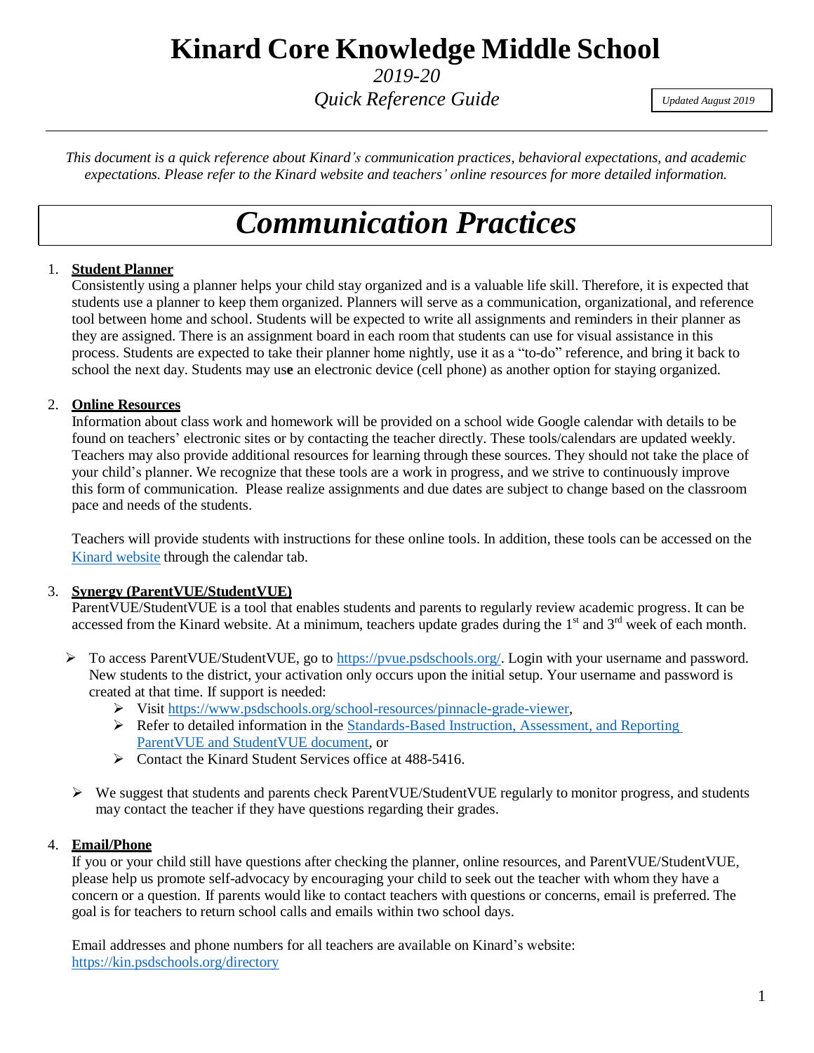# Kinard Core Knowledge Middle School

*2019-20*

*Quick Reference Guide*

*Updated August 2019*

---

*This document is a quick reference about Kinard's communication practices, behavioral expectations, and academic expectations. Please refer to the Kinard website and teachers' online resources for more detailed information.*

## *Communication Practices*

1. **Student Planner**

   Consistently using a planner helps your child stay organized and is a valuable life skill. Therefore, it is expected that students use a planner to keep them organized. Planners will serve as a communication, organizational, and reference tool between home and school. Students will be expected to write all assignments and reminders in their planner as they are assigned. There is an assignment board in each room that students can use for visual assistance in this process. Students are expected to take their planner home nightly, use it as a "to-do" reference, and bring it back to school the next day. Students may use an electronic device (cell phone) as another option for staying organized.

2. **Online Resources**

   Information about class work and homework will be provided on a school wide Google calendar with details to be found on teachers' electronic sites or by contacting the teacher directly. These tools/calendars are updated weekly. Teachers may also provide additional resources for learning through these sources. They should not take the place of your child's planner. We recognize that these tools are a work in progress, and we strive to continuously improve this form of communication. Please realize assignments and due dates are subject to change based on the classroom pace and needs of the students.

   Teachers will provide students with instructions for these online tools. In addition, these tools can be accessed on the Kinard website through the calendar tab.

3. **Synergy (ParentVUE/StudentVUE)**

   ParentVUE/StudentVUE is a tool that enables students and parents to regularly review academic progress. It can be accessed from the Kinard website. At a minimum, teachers update grades during the 1st and 3rd week of each month.

   - To access ParentVUE/StudentVUE, go to https://pvue.psdschools.org/. Login with your username and password. New students to the district, your activation only occurs upon the initial setup. Your username and password is created at that time. If support is needed:
     - Visit https://www.psdschools.org/school-resources/pinnacle-grade-viewer,
     - Refer to detailed information in the Standards-Based Instruction, Assessment, and Reporting ParentVUE and StudentVUE document, or
     - Contact the Kinard Student Services office at 488-5416.

   - We suggest that students and parents check ParentVUE/StudentVUE regularly to monitor progress, and students may contact the teacher if they have questions regarding their grades.

4. **Email/Phone**

   If you or your child still have questions after checking the planner, online resources, and ParentVUE/StudentVUE, please help us promote self-advocacy by encouraging your child to seek out the teacher with whom they have a concern or a question. If parents would like to contact teachers with questions or concerns, email is preferred. The goal is for teachers to return school calls and emails within two school days.

   Email addresses and phone numbers for all teachers are available on Kinard's website: https://kin.psdschools.org/directory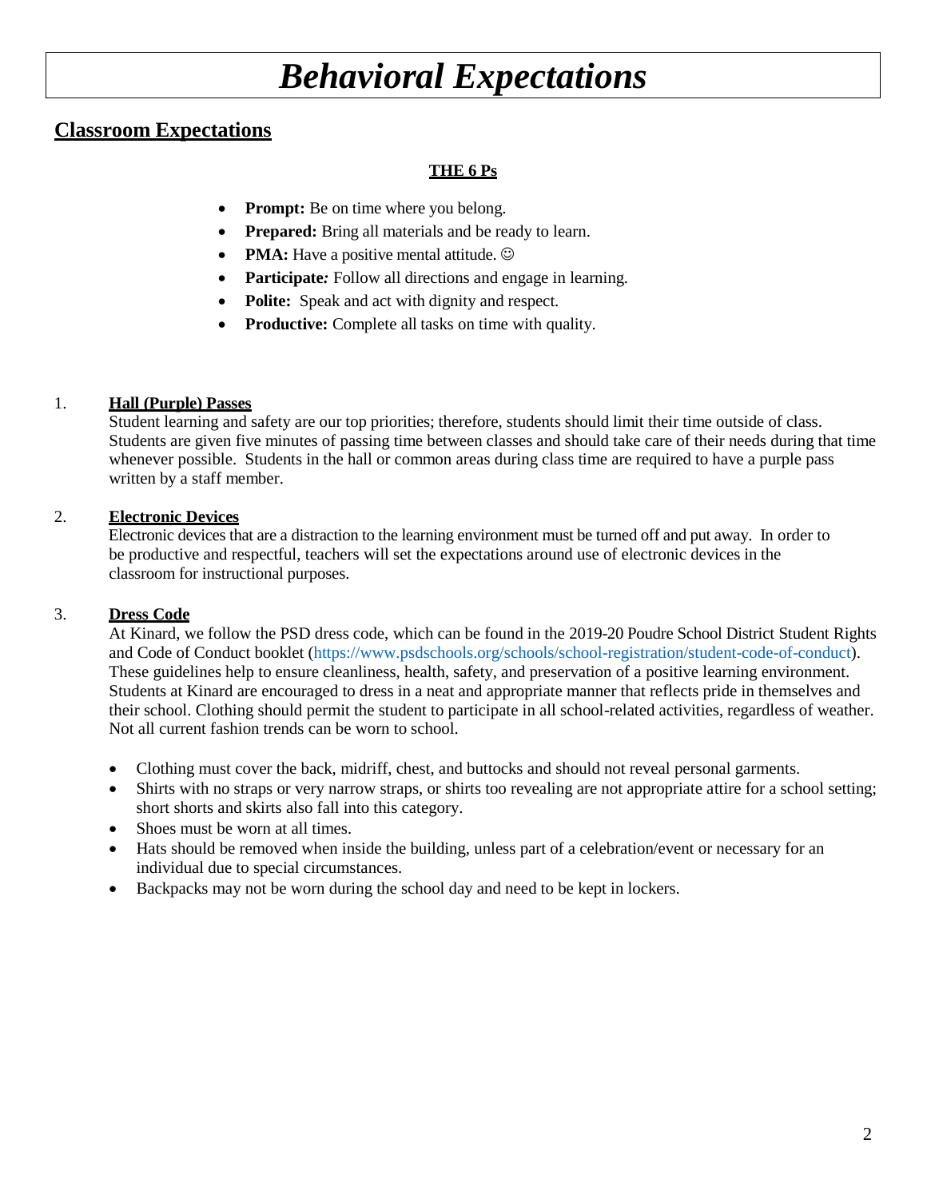# *Behavioral Expectations*

## Classroom Expectations

**THE 6 Ps**

- **Prompt:** Be on time where you belong.
- **Prepared:** Bring all materials and be ready to learn.
- **PMA:** Have a positive mental attitude. ☺
- **Participate:** Follow all directions and engage in learning.
- **Polite:** Speak and act with dignity and respect.
- **Productive:** Complete all tasks on time with quality.

1. **Hall (Purple) Passes**
   Student learning and safety are our top priorities; therefore, students should limit their time outside of class. Students are given five minutes of passing time between classes and should take care of their needs during that time whenever possible. Students in the hall or common areas during class time are required to have a purple pass written by a staff member.

2. **Electronic Devices**
   Electronic devices that are a distraction to the learning environment must be turned off and put away. In order to be productive and respectful, teachers will set the expectations around use of electronic devices in the classroom for instructional purposes.

3. **Dress Code**
   At Kinard, we follow the PSD dress code, which can be found in the 2019-20 Poudre School District Student Rights and Code of Conduct booklet (https://www.psdschools.org/schools/school-registration/student-code-of-conduct). These guidelines help to ensure cleanliness, health, safety, and preservation of a positive learning environment. Students at Kinard are encouraged to dress in a neat and appropriate manner that reflects pride in themselves and their school. Clothing should permit the student to participate in all school-related activities, regardless of weather. Not all current fashion trends can be worn to school.

   - Clothing must cover the back, midriff, chest, and buttocks and should not reveal personal garments.
   - Shirts with no straps or very narrow straps, or shirts too revealing are not appropriate attire for a school setting; short shorts and skirts also fall into this category.
   - Shoes must be worn at all times.
   - Hats should be removed when inside the building, unless part of a celebration/event or necessary for an individual due to special circumstances.
   - Backpacks may not be worn during the school day and need to be kept in lockers.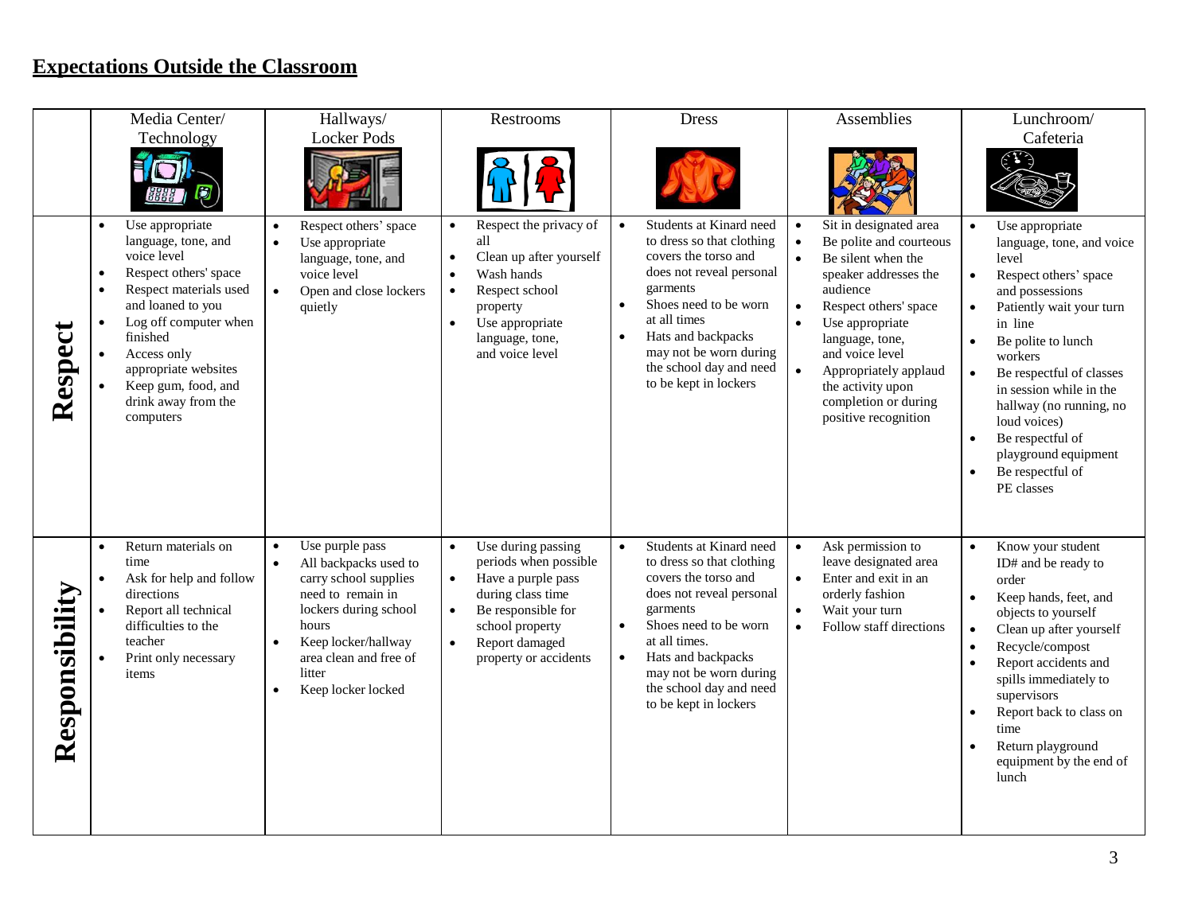## Expectations Outside the Classroom

| | Media Center/ Technology | Hallways/ Locker Pods | Restrooms | Dress | Assemblies | Lunchroom/ Cafeteria |
|---|---|---|---|---|---|---|
| **Respect** | • Use appropriate language, tone, and voice level<br>• Respect others' space<br>• Respect materials used and loaned to you<br>• Log off computer when finished<br>• Access only appropriate websites<br>• Keep gum, food, and drink away from the computers | • Respect others' space<br>• Use appropriate language, tone, and voice level<br>• Open and close lockers quietly | • Respect the privacy of all<br>• Clean up after yourself<br>• Wash hands<br>• Respect school property<br>• Use appropriate language, tone, and voice level | • Students at Kinard need to dress so that clothing covers the torso and does not reveal personal garments<br>• Shoes need to be worn at all times<br>• Hats and backpacks may not be worn during the school day and need to be kept in lockers | • Sit in designated area<br>• Be polite and courteous<br>• Be silent when the speaker addresses the audience<br>• Respect others' space<br>• Use appropriate language, tone, and voice level<br>• Appropriately applaud the activity upon completion or during positive recognition | • Use appropriate language, tone, and voice level<br>• Respect others' space and possessions<br>• Patiently wait your turn in line<br>• Be polite to lunch workers<br>• Be respectful of classes in session while in the hallway (no running, no loud voices)<br>• Be respectful of playground equipment<br>• Be respectful of PE classes |
| **Responsibility** | • Return materials on time<br>• Ask for help and follow directions<br>• Report all technical difficulties to the teacher<br>• Print only necessary items | • Use purple pass<br>• All backpacks used to carry school supplies need to remain in lockers during school hours<br>• Keep locker/hallway area clean and free of litter<br>• Keep locker locked | • Use during passing periods when possible<br>• Have a purple pass during class time<br>• Be responsible for school property<br>• Report damaged property or accidents | • Students at Kinard need to dress so that clothing covers the torso and does not reveal personal garments<br>• Shoes need to be worn at all times.<br>• Hats and backpacks may not be worn during the school day and need to be kept in lockers | • Ask permission to leave designated area<br>• Enter and exit in an orderly fashion<br>• Wait your turn<br>• Follow staff directions | • Know your student ID# and be ready to order<br>• Keep hands, feet, and objects to yourself<br>• Clean up after yourself<br>• Recycle/compost<br>• Report accidents and spills immediately to supervisors<br>• Report back to class on time<br>• Return playground equipment by the end of lunch |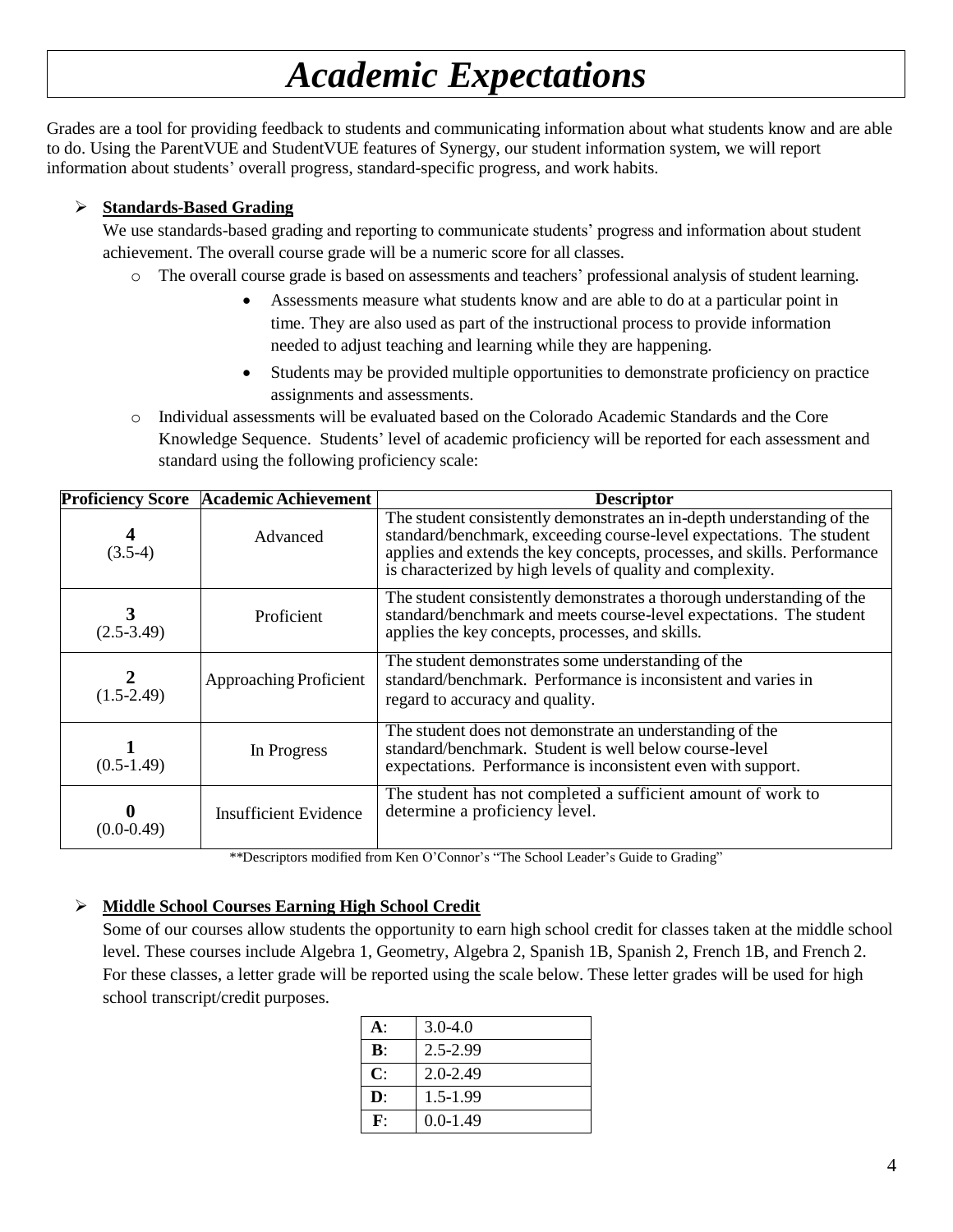# *Academic Expectations*

Grades are a tool for providing feedback to students and communicating information about what students know and are able to do. Using the ParentVUE and StudentVUE features of Synergy, our student information system, we will report information about students' overall progress, standard-specific progress, and work habits.

- **Standards-Based Grading**

  We use standards-based grading and reporting to communicate students' progress and information about student achievement. The overall course grade will be a numeric score for all classes.

  - The overall course grade is based on assessments and teachers' professional analysis of student learning.
    - Assessments measure what students know and are able to do at a particular point in time. They are also used as part of the instructional process to provide information needed to adjust teaching and learning while they are happening.
    - Students may be provided multiple opportunities to demonstrate proficiency on practice assignments and assessments.
  - Individual assessments will be evaluated based on the Colorado Academic Standards and the Core Knowledge Sequence. Students' level of academic proficiency will be reported for each assessment and standard using the following proficiency scale:

| Proficiency Score | Academic Achievement | Descriptor |
| --- | --- | --- |
| **4** (3.5-4) | Advanced | The student consistently demonstrates an in-depth understanding of the standard/benchmark, exceeding course-level expectations. The student applies and extends the key concepts, processes, and skills. Performance is characterized by high levels of quality and complexity. |
| **3** (2.5-3.49) | Proficient | The student consistently demonstrates a thorough understanding of the standard/benchmark and meets course-level expectations. The student applies the key concepts, processes, and skills. |
| **2** (1.5-2.49) | Approaching Proficient | The student demonstrates some understanding of the standard/benchmark. Performance is inconsistent and varies in regard to accuracy and quality. |
| **1** (0.5-1.49) | In Progress | The student does not demonstrate an understanding of the standard/benchmark. Student is well below course-level expectations. Performance is inconsistent even with support. |
| **0** (0.0-0.49) | Insufficient Evidence | The student has not completed a sufficient amount of work to determine a proficiency level. |

**Descriptors modified from Ken O'Connor's "The School Leader's Guide to Grading"

- **Middle School Courses Earning High School Credit**

  Some of our courses allow students the opportunity to earn high school credit for classes taken at the middle school level. These courses include Algebra 1, Geometry, Algebra 2, Spanish 1B, Spanish 2, French 1B, and French 2. For these classes, a letter grade will be reported using the scale below. These letter grades will be used for high school transcript/credit purposes.

| Grade | Range |
| --- | --- |
| **A**: | 3.0-4.0 |
| **B**: | 2.5-2.99 |
| **C**: | 2.0-2.49 |
| **D**: | 1.5-1.99 |
| **F**: | 0.0-1.49 |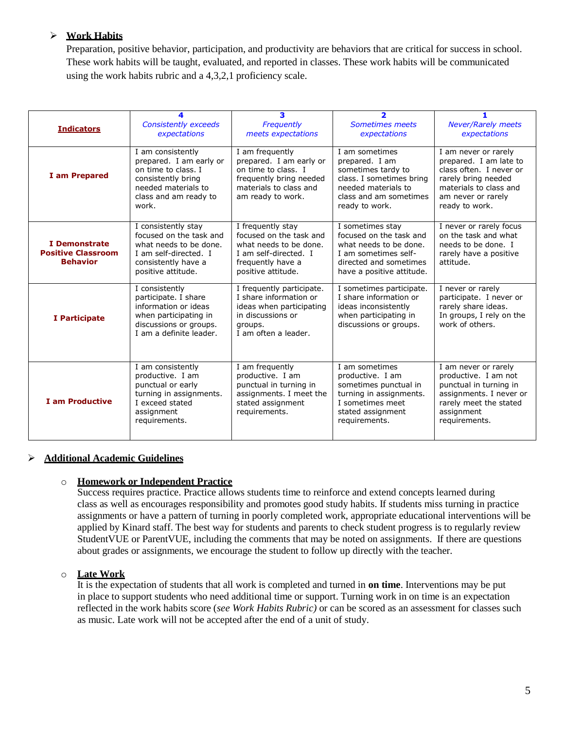- **Work Habits**

  Preparation, positive behavior, participation, and productivity are behaviors that are critical for success in school. These work habits will be taught, evaluated, and reported in classes. These work habits will be communicated using the work habits rubric and a 4,3,2,1 proficiency scale.

| **Indicators** | **4** *Consistently exceeds expectations* | **3** *Frequently meets expectations* | **2** *Sometimes meets expectations* | **1** *Never/Rarely meets expectations* |
|---|---|---|---|---|
| **I am Prepared** | I am consistently prepared. I am early or on time to class. I consistently bring needed materials to class and am ready to work. | I am frequently prepared. I am early or on time to class. I frequently bring needed materials to class and am ready to work. | I am sometimes prepared. I am sometimes tardy to class. I sometimes bring needed materials to class and am sometimes ready to work. | I am never or rarely prepared. I am late to class often. I never or rarely bring needed materials to class and am never or rarely ready to work. |
| **I Demonstrate Positive Classroom Behavior** | I consistently stay focused on the task and what needs to be done. I am self-directed. I consistently have a positive attitude. | I frequently stay focused on the task and what needs to be done. I am self-directed. I frequently have a positive attitude. | I sometimes stay focused on the task and what needs to be done. I am sometimes self-directed and sometimes have a positive attitude. | I never or rarely focus on the task and what needs to be done. I rarely have a positive attitude. |
| **I Participate** | I consistently participate. I share information or ideas when participating in discussions or groups. I am a definite leader. | I frequently participate. I share information or ideas when participating in discussions or groups. I am often a leader. | I sometimes participate. I share information or ideas inconsistently when participating in discussions or groups. | I never or rarely participate. I never or rarely share ideas. In groups, I rely on the work of others. |
| **I am Productive** | I am consistently productive. I am punctual or early turning in assignments. I exceed stated assignment requirements. | I am frequently productive. I am punctual in turning in assignments. I meet the stated assignment requirements. | I am sometimes productive. I am sometimes punctual in turning in assignments. I sometimes meet stated assignment requirements. | I am never or rarely productive. I am not punctual in turning in assignments. I never or rarely meet the stated assignment requirements. |

- **Additional Academic Guidelines**

  - **Homework or Independent Practice**

    Success requires practice. Practice allows students time to reinforce and extend concepts learned during class as well as encourages responsibility and promotes good study habits. If students miss turning in practice assignments or have a pattern of turning in poorly completed work, appropriate educational interventions will be applied by Kinard staff. The best way for students and parents to check student progress is to regularly review StudentVUE or ParentVUE, including the comments that may be noted on assignments. If there are questions about grades or assignments, we encourage the student to follow up directly with the teacher.

  - **Late Work**

    It is the expectation of students that all work is completed and turned in **on time**. Interventions may be put in place to support students who need additional time or support. Turning work in on time is an expectation reflected in the work habits score (*see Work Habits Rubric)* or can be scored as an assessment for classes such as music. Late work will not be accepted after the end of a unit of study.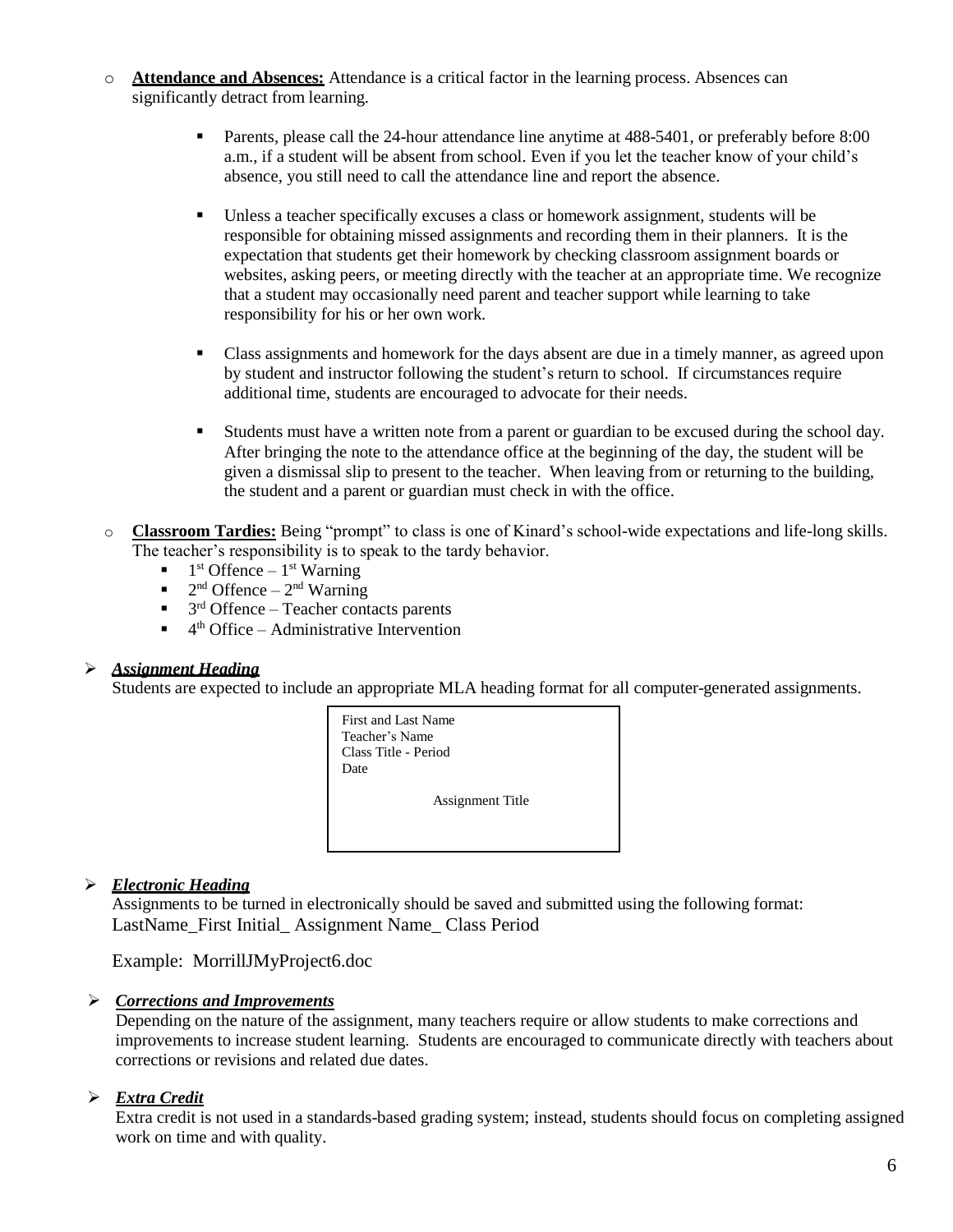- **Attendance and Absences:** Attendance is a critical factor in the learning process. Absences can significantly detract from learning.

  - Parents, please call the 24-hour attendance line anytime at 488-5401, or preferably before 8:00 a.m., if a student will be absent from school. Even if you let the teacher know of your child's absence, you still need to call the attendance line and report the absence.

  - Unless a teacher specifically excuses a class or homework assignment, students will be responsible for obtaining missed assignments and recording them in their planners. It is the expectation that students get their homework by checking classroom assignment boards or websites, asking peers, or meeting directly with the teacher at an appropriate time. We recognize that a student may occasionally need parent and teacher support while learning to take responsibility for his or her own work.

  - Class assignments and homework for the days absent are due in a timely manner, as agreed upon by student and instructor following the student's return to school. If circumstances require additional time, students are encouraged to advocate for their needs.

  - Students must have a written note from a parent or guardian to be excused during the school day. After bringing the note to the attendance office at the beginning of the day, the student will be given a dismissal slip to present to the teacher. When leaving from or returning to the building, the student and a parent or guardian must check in with the office.

- **Classroom Tardies:** Being "prompt" to class is one of Kinard's school-wide expectations and life-long skills. The teacher's responsibility is to speak to the tardy behavior.
  - 1st Offence – 1st Warning
  - 2nd Offence – 2nd Warning
  - 3rd Offence – Teacher contacts parents
  - 4th Office – Administrative Intervention

### ***Assignment Heading***

Students are expected to include an appropriate MLA heading format for all computer-generated assignments.

```
First and Last Name
Teacher's Name
Class Title - Period
Date

              Assignment Title
```

### ***Electronic Heading***

Assignments to be turned in electronically should be saved and submitted using the following format:
LastName_First Initial_ Assignment Name_ Class Period

Example: MorrillJMyProject6.doc

### ***Corrections and Improvements***

Depending on the nature of the assignment, many teachers require or allow students to make corrections and improvements to increase student learning. Students are encouraged to communicate directly with teachers about corrections or revisions and related due dates.

### ***Extra Credit***

Extra credit is not used in a standards-based grading system; instead, students should focus on completing assigned work on time and with quality.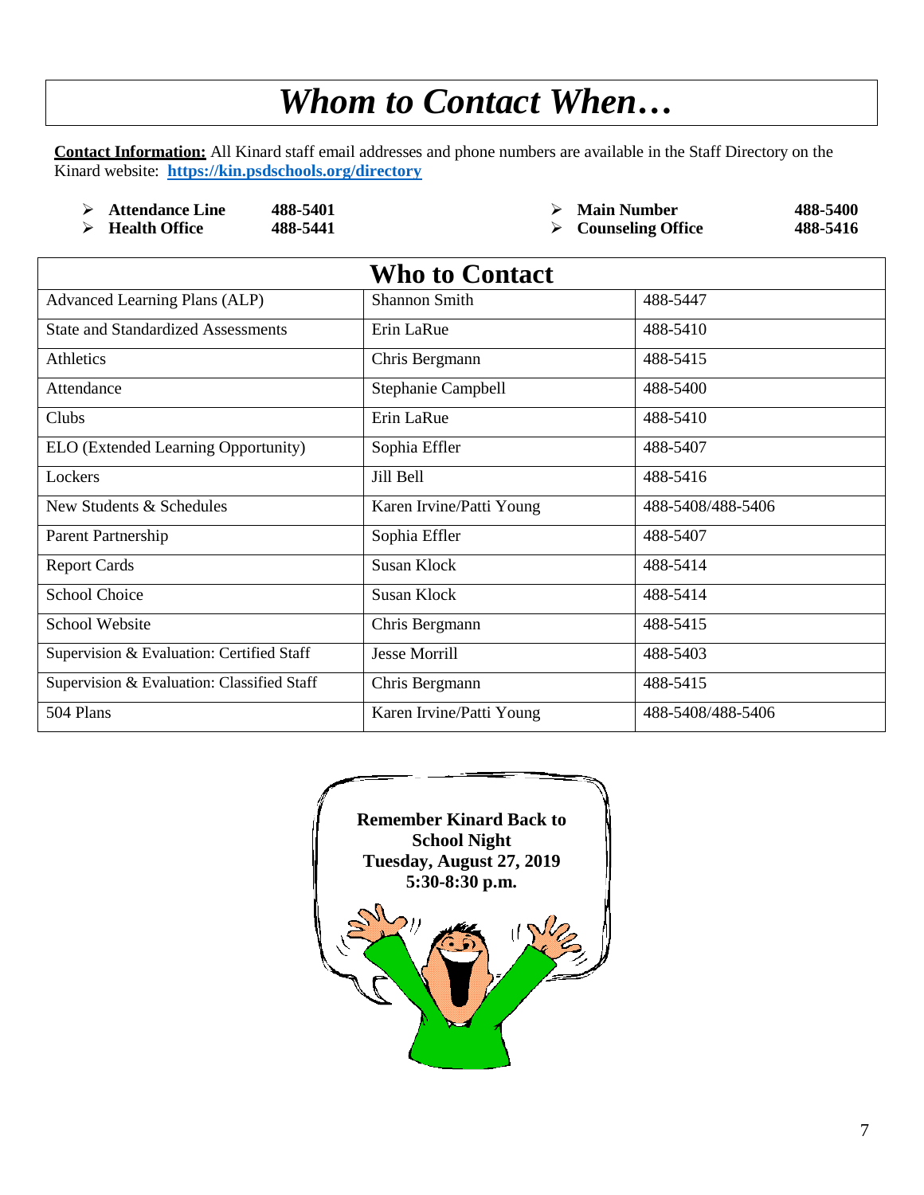# *Whom to Contact When…*

**Contact Information:** All Kinard staff email addresses and phone numbers are available in the Staff Directory on the Kinard website: **https://kin.psdschools.org/directory**

- **Attendance Line** **488-5401**
- **Health Office** **488-5441**
- **Main Number** **488-5400**
- **Counseling Office** **488-5416**

| Who to Contact | | |
|---|---|---|
| Advanced Learning Plans (ALP) | Shannon Smith | 488-5447 |
| State and Standardized Assessments | Erin LaRue | 488-5410 |
| Athletics | Chris Bergmann | 488-5415 |
| Attendance | Stephanie Campbell | 488-5400 |
| Clubs | Erin LaRue | 488-5410 |
| ELO (Extended Learning Opportunity) | Sophia Effler | 488-5407 |
| Lockers | Jill Bell | 488-5416 |
| New Students & Schedules | Karen Irvine/Patti Young | 488-5408/488-5406 |
| Parent Partnership | Sophia Effler | 488-5407 |
| Report Cards | Susan Klock | 488-5414 |
| School Choice | Susan Klock | 488-5414 |
| School Website | Chris Bergmann | 488-5415 |
| Supervision & Evaluation: Certified Staff | Jesse Morrill | 488-5403 |
| Supervision & Evaluation: Classified Staff | Chris Bergmann | 488-5415 |
| 504 Plans | Karen Irvine/Patti Young | 488-5408/488-5406 |

**Remember Kinard Back to School Night**
**Tuesday, August 27, 2019**
**5:30-8:30 p.m.**